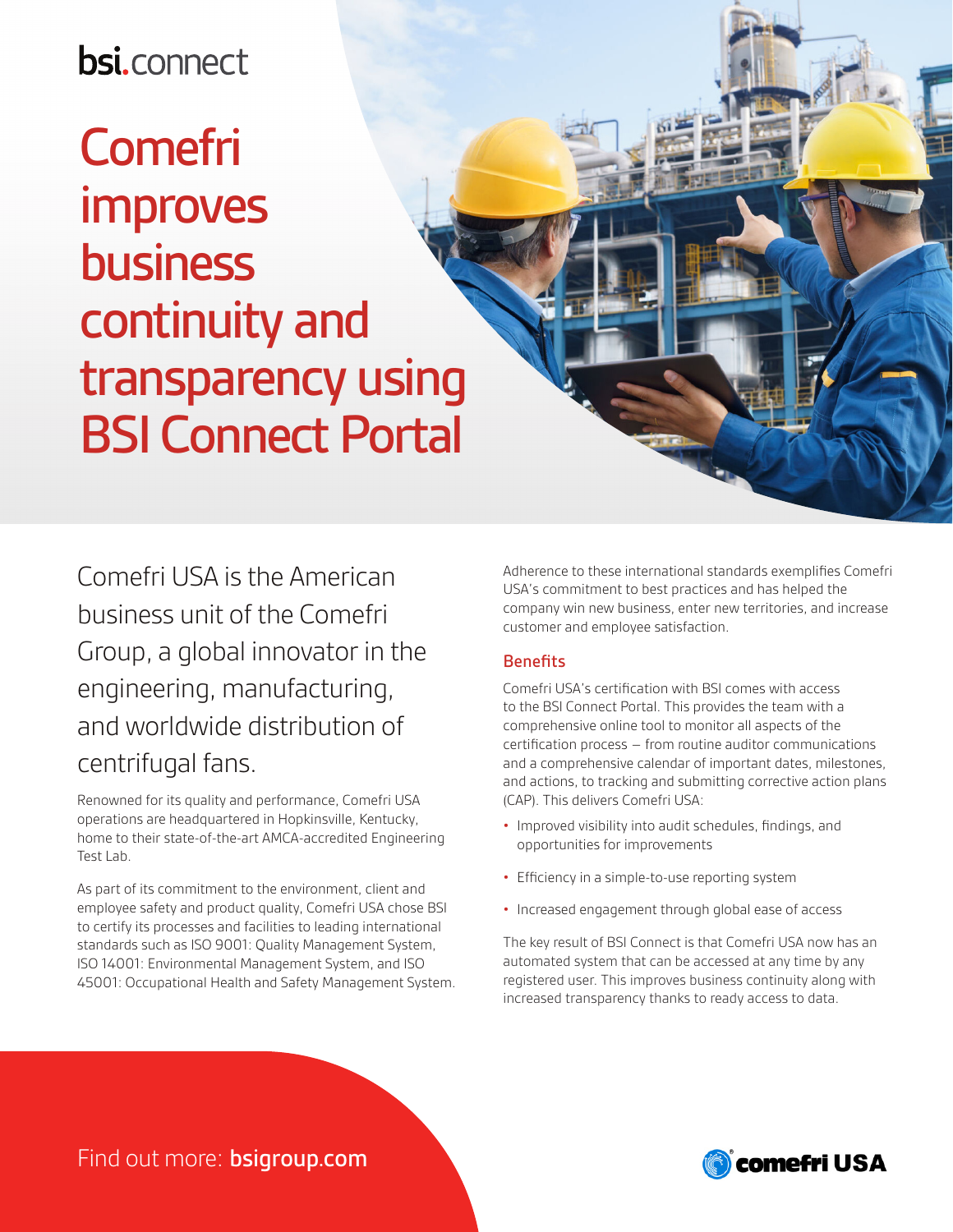bsi.connect

# Comefri improves business continuity and transparency using BSI Connect Portal

Comefri USA is the American business unit of the Comefri Group, a global innovator in the engineering, manufacturing, and worldwide distribution of centrifugal fans.

Renowned for its quality and performance, Comefri USA operations are headquartered in Hopkinsville, Kentucky, home to their state-of-the-art AMCA-accredited Engineering Test Lab.

As part of its commitment to the environment, client and employee safety and product quality, Comefri USA chose BSI to certify its processes and facilities to leading international standards such as ISO 9001: Quality Management System, ISO 14001: Environmental Management System, and ISO 45001: Occupational Health and Safety Management System.

Adherence to these international standards exemplifies Comefri USA's commitment to best practices and has helped the company win new business, enter new territories, and increase customer and employee satisfaction.

## Benefits

Comefri USA's certification with BSI comes with access to the BSI Connect Portal. This provides the team with a comprehensive online tool to monitor all aspects of the certification process – from routine auditor communications and a comprehensive calendar of important dates, milestones, and actions, to tracking and submitting corrective action plans (CAP). This delivers Comefri USA:

- Improved visibility into audit schedules, findings, and opportunities for improvements
- Efficiency in a simple-to-use reporting system
- Increased engagement through global ease of access

The key result of BSI Connect is that Comefri USA now has an automated system that can be accessed at any time by any registered user. This improves business continuity along with increased transparency thanks to ready access to data.

Find out more: **bsigroup.com**

comefri USA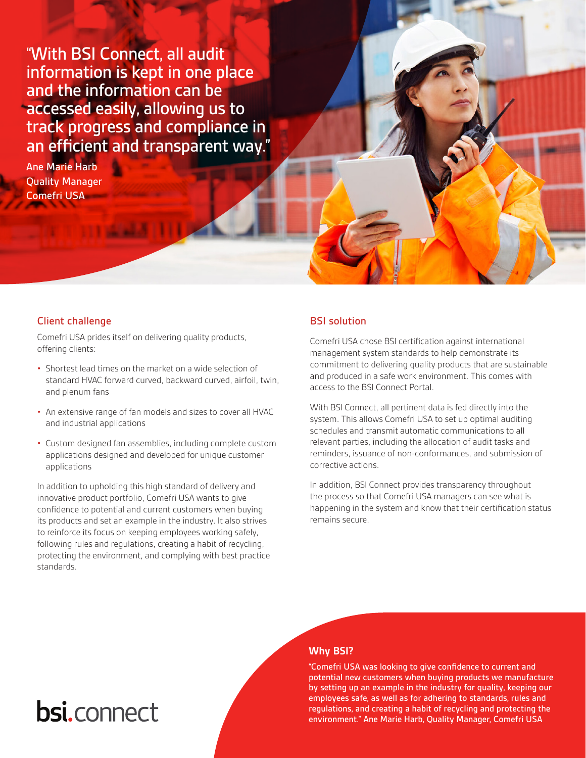"With BSI Connect, all audit information is kept in one place and the information can be accessed easily, allowing us to track progress and compliance in an efficient and transparent way."

Ane Marie Harb
Quality Manager
Comefri USA

## Client challenge

Comefri USA prides itself on delivering quality products, offering clients:

- Shortest lead times on the market on a wide selection of standard HVAC forward curved, backward curved, airfoil, twin, and plenum fans
- An extensive range of fan models and sizes to cover all HVAC and industrial applications
- Custom designed fan assemblies, including complete custom applications designed and developed for unique customer applications

In addition to upholding this high standard of delivery and innovative product portfolio, Comefri USA wants to give confidence to potential and current customers when buying its products and set an example in the industry. It also strives to reinforce its focus on keeping employees working safely, following rules and regulations, creating a habit of recycling, protecting the environment, and complying with best practice standards.

## BSI solution

Comefri USA chose BSI certification against international management system standards to help demonstrate its commitment to delivering quality products that are sustainable and produced in a safe work environment. This comes with access to the BSI Connect Portal.

With BSI Connect, all pertinent data is fed directly into the system. This allows Comefri USA to set up optimal auditing schedules and transmit automatic communications to all relevant parties, including the allocation of audit tasks and reminders, issuance of non-conformances, and submission of corrective actions.

In addition, BSI Connect provides transparency throughout the process so that Comefri USA managers can see what is happening in the system and know that their certification status remains secure.

## Why BSI?

"Comefri USA was looking to give confidence to current and potential new customers when buying products we manufacture by setting up an example in the industry for quality, keeping our employees safe, as well as for adhering to standards, rules and regulations, and creating a habit of recycling and protecting the environment." Ane Marie Harb, Quality Manager, Comefri USA

bsi.connect